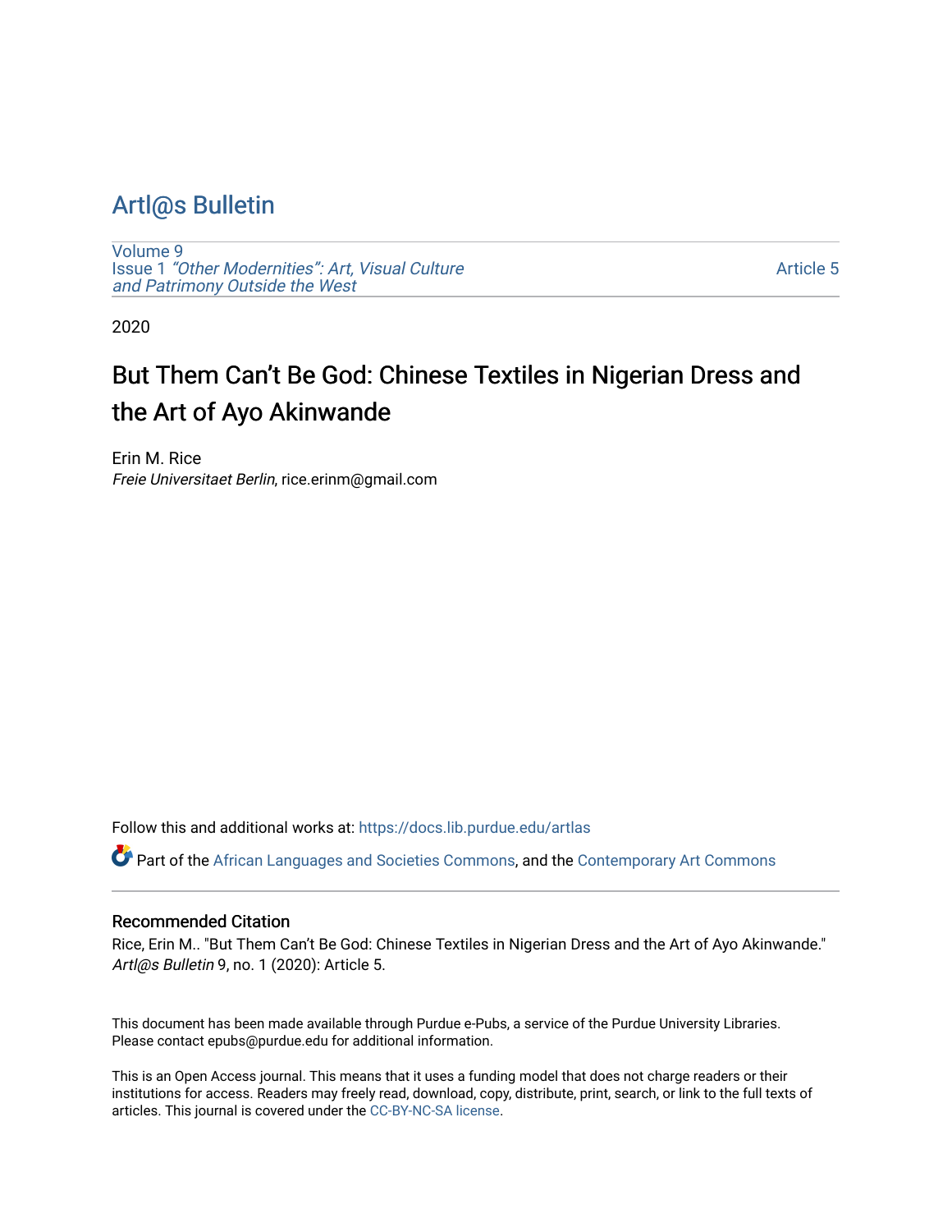# Artl@s Bulletin

Volume 9
Issue 1 *"Other Modernities": Art, Visual Culture and Patrimony Outside the West*

Article 5

2020

## But Them Can't Be God: Chinese Textiles in Nigerian Dress and the Art of Ayo Akinwande

Erin M. Rice
*Freie Universitaet Berlin*, rice.erinm@gmail.com

Follow this and additional works at: https://docs.lib.purdue.edu/artlas

Part of the African Languages and Societies Commons, and the Contemporary Art Commons

### Recommended Citation

Rice, Erin M.. "But Them Can't Be God: Chinese Textiles in Nigerian Dress and the Art of Ayo Akinwande." *Artl@s Bulletin* 9, no. 1 (2020): Article 5.

This document has been made available through Purdue e-Pubs, a service of the Purdue University Libraries. Please contact epubs@purdue.edu for additional information.

This is an Open Access journal. This means that it uses a funding model that does not charge readers or their institutions for access. Readers may freely read, download, copy, distribute, print, search, or link to the full texts of articles. This journal is covered under the CC-BY-NC-SA license.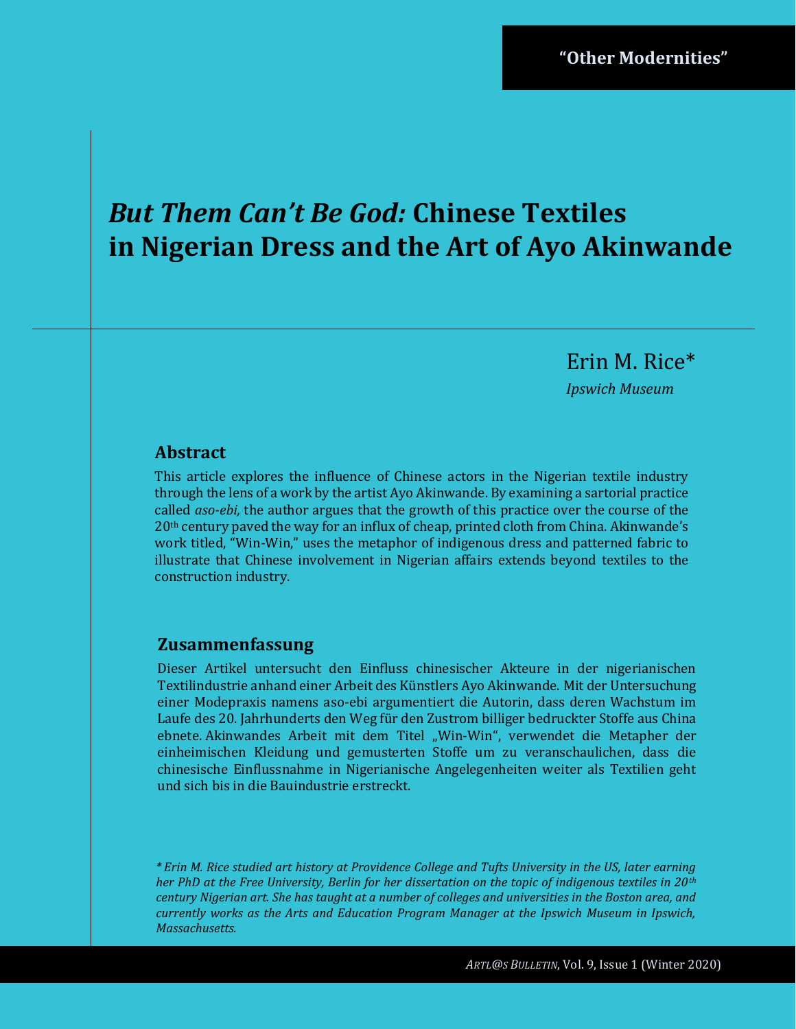"Other Modernities"

# *But Them Can't Be God:* Chinese Textiles in Nigerian Dress and the Art of Ayo Akinwande

Erin M. Rice*

*Ipswich Museum*

## Abstract

This article explores the influence of Chinese actors in the Nigerian textile industry through the lens of a work by the artist Ayo Akinwande. By examining a sartorial practice called *aso-ebi,* the author argues that the growth of this practice over the course of the 20th century paved the way for an influx of cheap, printed cloth from China. Akinwande's work titled, "Win-Win," uses the metaphor of indigenous dress and patterned fabric to illustrate that Chinese involvement in Nigerian affairs extends beyond textiles to the construction industry.

## Zusammenfassung

Dieser Artikel untersucht den Einfluss chinesischer Akteure in der nigerianischen Textilindustrie anhand einer Arbeit des Künstlers Ayo Akinwande. Mit der Untersuchung einer Modepraxis namens aso-ebi argumentiert die Autorin, dass deren Wachstum im Laufe des 20. Jahrhunderts den Weg für den Zustrom billiger bedruckter Stoffe aus China ebnete. Akinwandes Arbeit mit dem Titel „Win-Win", verwendet die Metapher der einheimischen Kleidung und gemusterten Stoffe um zu veranschaulichen, dass die chinesische Einflussnahme in Nigerianische Angelegenheiten weiter als Textilien geht und sich bis in die Bauindustrie erstreckt.

*\* Erin M. Rice studied art history at Providence College and Tufts University in the US, later earning her PhD at the Free University, Berlin for her dissertation on the topic of indigenous textiles in 20th century Nigerian art. She has taught at a number of colleges and universities in the Boston area, and currently works as the Arts and Education Program Manager at the Ipswich Museum in Ipswich, Massachusetts.*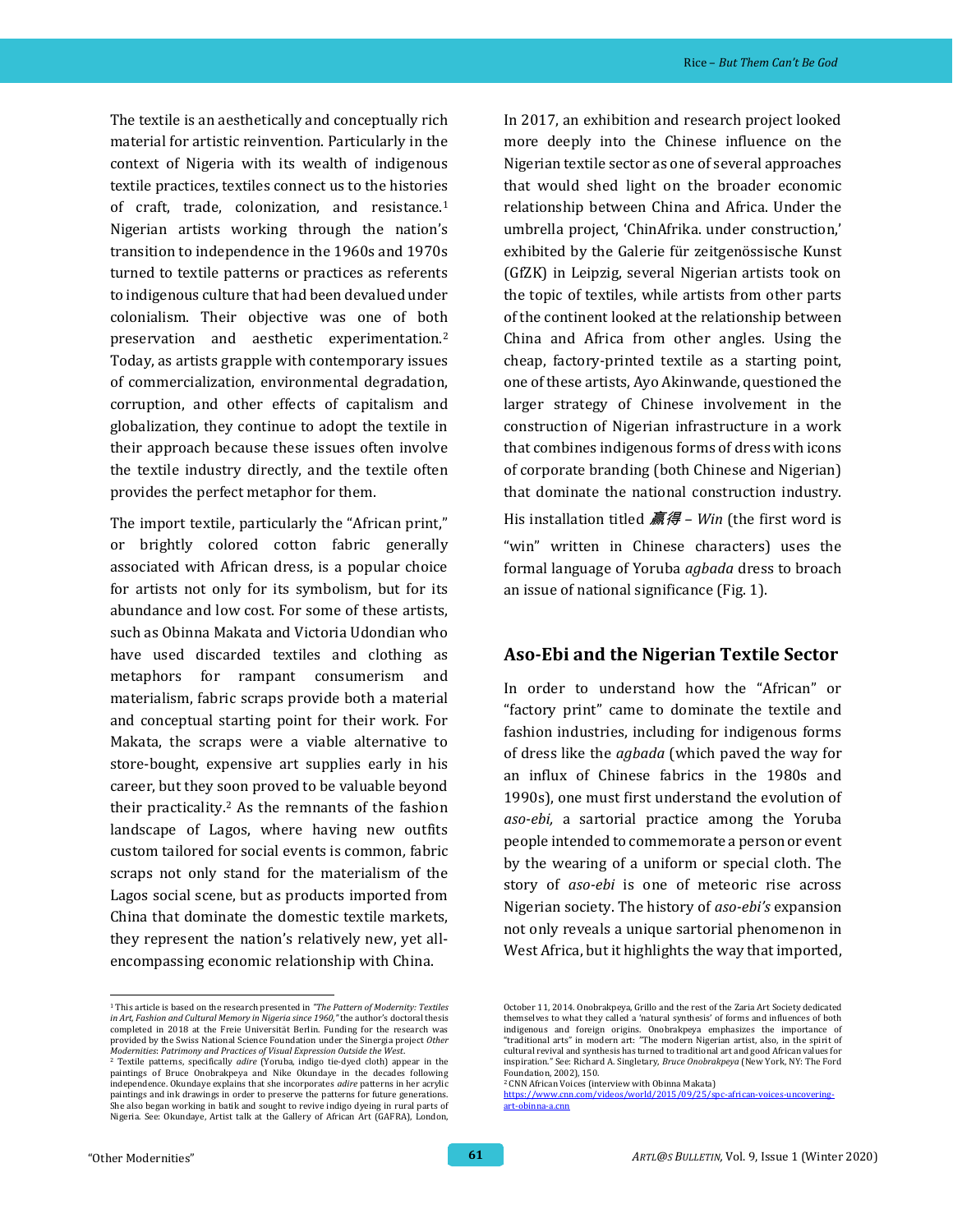The textile is an aesthetically and conceptually rich material for artistic reinvention. Particularly in the context of Nigeria with its wealth of indigenous textile practices, textiles connect us to the histories of craft, trade, colonization, and resistance.[1] Nigerian artists working through the nation's transition to independence in the 1960s and 1970s turned to textile patterns or practices as referents to indigenous culture that had been devalued under colonialism. Their objective was one of both preservation and aesthetic experimentation.[2] Today, as artists grapple with contemporary issues of commercialization, environmental degradation, corruption, and other effects of capitalism and globalization, they continue to adopt the textile in their approach because these issues often involve the textile industry directly, and the textile often provides the perfect metaphor for them.

The import textile, particularly the "African print," or brightly colored cotton fabric generally associated with African dress, is a popular choice for artists not only for its symbolism, but for its abundance and low cost. For some of these artists, such as Obinna Makata and Victoria Udondian who have used discarded textiles and clothing as metaphors for rampant consumerism and materialism, fabric scraps provide both a material and conceptual starting point for their work. For Makata, the scraps were a viable alternative to store-bought, expensive art supplies early in his career, but they soon proved to be valuable beyond their practicality.[2] As the remnants of the fashion landscape of Lagos, where having new outfits custom tailored for social events is common, fabric scraps not only stand for the materialism of the Lagos social scene, but as products imported from China that dominate the domestic textile markets, they represent the nation's relatively new, yet all-encompassing economic relationship with China.

In 2017, an exhibition and research project looked more deeply into the Chinese influence on the Nigerian textile sector as one of several approaches that would shed light on the broader economic relationship between China and Africa. Under the umbrella project, 'ChinAfrika. under construction,' exhibited by the Galerie für zeitgenössische Kunst (GfZK) in Leipzig, several Nigerian artists took on the topic of textiles, while artists from other parts of the continent looked at the relationship between China and Africa from other angles. Using the cheap, factory-printed textile as a starting point, one of these artists, Ayo Akinwande, questioned the larger strategy of Chinese involvement in the construction of Nigerian infrastructure in a work that combines indigenous forms of dress with icons of corporate branding (both Chinese and Nigerian) that dominate the national construction industry. His installation titled *赢得 – Win* (the first word is "win" written in Chinese characters) uses the formal language of Yoruba *agbada* dress to broach an issue of national significance (Fig. 1).

## Aso-Ebi and the Nigerian Textile Sector

In order to understand how the "African" or "factory print" came to dominate the textile and fashion industries, including for indigenous forms of dress like the *agbada* (which paved the way for an influx of Chinese fabrics in the 1980s and 1990s), one must first understand the evolution of *aso-ebi,* a sartorial practice among the Yoruba people intended to commemorate a person or event by the wearing of a uniform or special cloth. The story of *aso-ebi* is one of meteoric rise across Nigerian society. The history of *aso-ebi's* expansion not only reveals a unique sartorial phenomenon in West Africa, but it highlights the way that imported,

---

[1] This article is based on the research presented in *"The Pattern of Modernity: Textiles in Art, Fashion and Cultural Memory in Nigeria since 1960,"* the author's doctoral thesis completed in 2018 at the Freie Universität Berlin. Funding for the research was provided by the Swiss National Science Foundation under the Sinergia project *Other Modernities: Patrimony and Practices of Visual Expression Outside the West*.

[2] Textile patterns, specifically *adire* (Yoruba, indigo tie-dyed cloth) appear in the paintings of Bruce Onobrakpeya and Nike Okundaye in the decades following independence. Okundaye explains that she incorporates *adire* patterns in her acrylic paintings and ink drawings in order to preserve the patterns for future generations. She also began working in batik and sought to revive indigo dyeing in rural parts of Nigeria. See: Okundaye, Artist talk at the Gallery of African Art (GAFRA), London, October 11, 2014. Onobrakpeya, Grillo and the rest of the Zaria Art Society dedicated themselves to what they called a 'natural synthesis' of forms and influences of both indigenous and foreign origins. Onobrakpeya emphasizes the importance of "traditional arts" in modern art: "The modern Nigerian artist, also, in the spirit of cultural revival and synthesis has turned to traditional art and good African values for inspiration." See: Richard A. Singletary, *Bruce Onobrakpeya* (New York, NY: The Ford Foundation, 2002), 150.

[2] CNN African Voices (interview with Obinna Makata) https://www.cnn.com/videos/world/2015/09/25/spc-african-voices-uncovering-art-obinna-a.cnn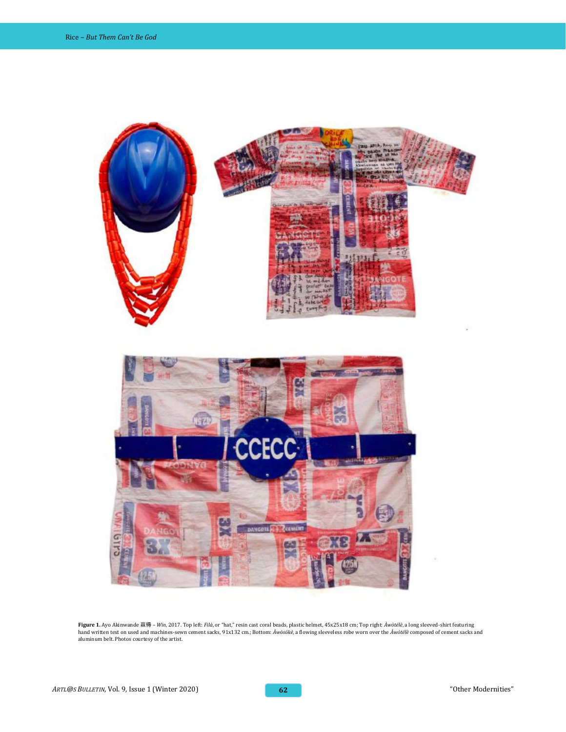**Figure 1.** Ayo Akinwande 赢得 – *Win*, 2017. Top left: *Filà*, or "hat," resin cast coral beads, plastic helmet, 45x25x18 cm; Top right: *Àwòtélè*, a long sleeved-shirt featuring hand written text on used and machines-sewn cement sacks, 91x132 cm.; Bottom: *Àwòsókè*, a flowing sleeveless robe worn over the *Àwòtélè* composed of cement sacks and aluminum belt. Photos courtesy of the artist.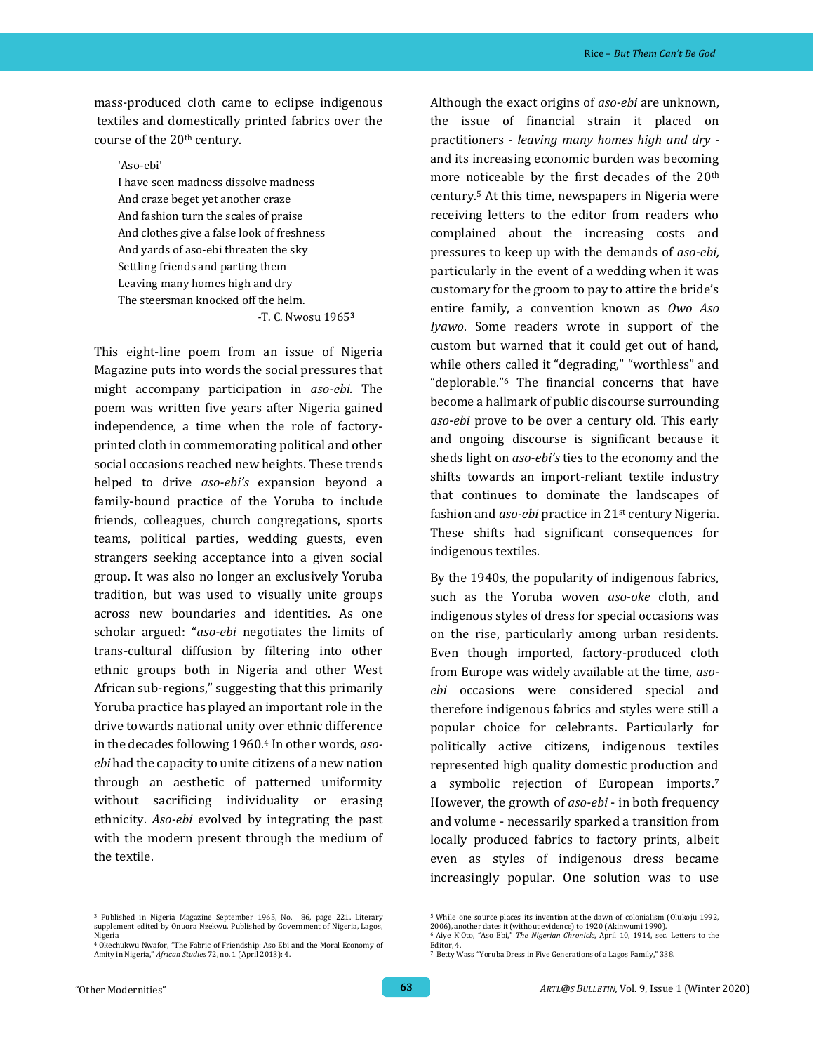mass-produced cloth came to eclipse indigenous textiles and domestically printed fabrics over the course of the 20th century.

> 'Aso-ebi'
> I have seen madness dissolve madness
> And craze beget yet another craze
> And fashion turn the scales of praise
> And clothes give a false look of freshness
> And yards of aso-ebi threaten the sky
> Settling friends and parting them
> Leaving many homes high and dry
> The steersman knocked off the helm.
>
> -T. C. Nwosu 1965[3]

This eight-line poem from an issue of Nigeria Magazine puts into words the social pressures that might accompany participation in *aso-ebi*. The poem was written five years after Nigeria gained independence, a time when the role of factory-printed cloth in commemorating political and other social occasions reached new heights. These trends helped to drive *aso-ebi's* expansion beyond a family-bound practice of the Yoruba to include friends, colleagues, church congregations, sports teams, political parties, wedding guests, even strangers seeking acceptance into a given social group. It was also no longer an exclusively Yoruba tradition, but was used to visually unite groups across new boundaries and identities. As one scholar argued: "*aso-ebi* negotiates the limits of trans-cultural diffusion by filtering into other ethnic groups both in Nigeria and other West African sub-regions," suggesting that this primarily Yoruba practice has played an important role in the drive towards national unity over ethnic difference in the decades following 1960.[4] In other words, *aso-ebi* had the capacity to unite citizens of a new nation through an aesthetic of patterned uniformity without sacrificing individuality or erasing ethnicity. *Aso-ebi* evolved by integrating the past with the modern present through the medium of the textile.

Although the exact origins of *aso-ebi* are unknown, the issue of financial strain it placed on practitioners - *leaving many homes high and dry* - and its increasing economic burden was becoming more noticeable by the first decades of the 20th century.[5] At this time, newspapers in Nigeria were receiving letters to the editor from readers who complained about the increasing costs and pressures to keep up with the demands of *aso-ebi,* particularly in the event of a wedding when it was customary for the groom to pay to attire the bride's entire family, a convention known as *Owo Aso Iyawo*. Some readers wrote in support of the custom but warned that it could get out of hand, while others called it "degrading," "worthless" and "deplorable."[6] The financial concerns that have become a hallmark of public discourse surrounding *aso-ebi* prove to be over a century old. This early and ongoing discourse is significant because it sheds light on *aso-ebi's* ties to the economy and the shifts towards an import-reliant textile industry that continues to dominate the landscapes of fashion and *aso-ebi* practice in 21st century Nigeria. These shifts had significant consequences for indigenous textiles.

By the 1940s, the popularity of indigenous fabrics, such as the Yoruba woven *aso-oke* cloth, and indigenous styles of dress for special occasions was on the rise, particularly among urban residents. Even though imported, factory-produced cloth from Europe was widely available at the time, *aso-ebi* occasions were considered special and therefore indigenous fabrics and styles were still a popular choice for celebrants. Particularly for politically active citizens, indigenous textiles represented high quality domestic production and a symbolic rejection of European imports.[7] However, the growth of *aso-ebi* - in both frequency and volume - necessarily sparked a transition from locally produced fabrics to factory prints, albeit even as styles of indigenous dress became increasingly popular. One solution was to use

---

[3] Published in Nigeria Magazine September 1965, No. 86, page 221. Literary supplement edited by Onuora Nzekwu. Published by Government of Nigeria, Lagos, Nigeria

[4] Okechukwu Nwafor, "The Fabric of Friendship: Aso Ebi and the Moral Economy of Amity in Nigeria," *African Studies* 72, no. 1 (April 2013): 4.

[5] While one source places its invention at the dawn of colonialism (Olukoju 1992, 2006), another dates it (without evidence) to 1920 (Akinwumi 1990).

[6] Aiye K'Oto, "Aso Ebi," *The Nigerian Chronicle,* April 10, 1914, sec. Letters to the Editor, 4.

[7] Betty Wass "Yoruba Dress in Five Generations of a Lagos Family," 338.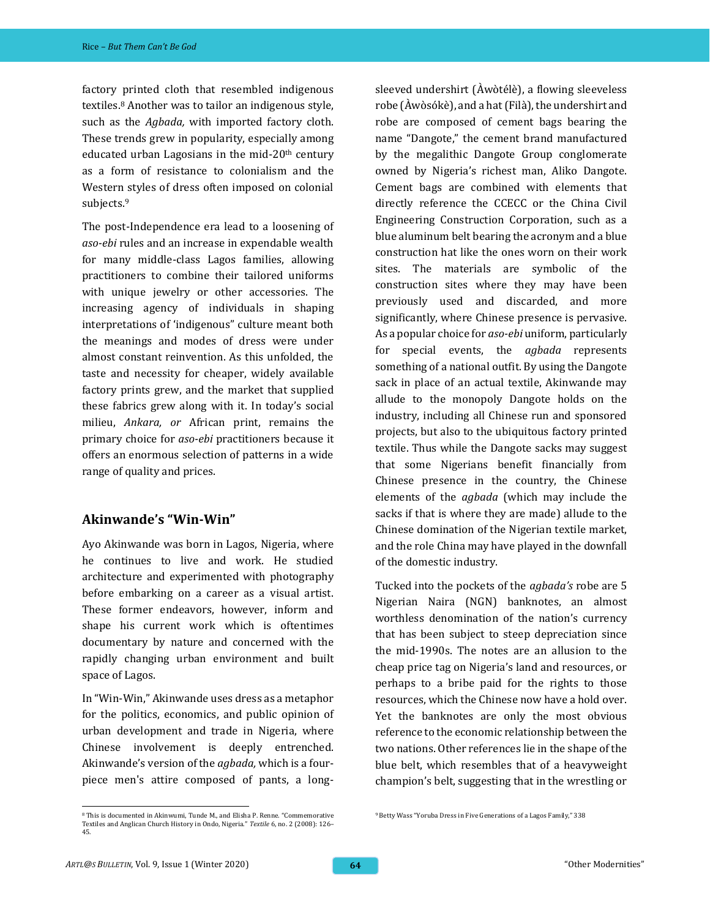factory printed cloth that resembled indigenous textiles.[8] Another was to tailor an indigenous style, such as the *Agbada,* with imported factory cloth. These trends grew in popularity, especially among educated urban Lagosians in the mid-20th century as a form of resistance to colonialism and the Western styles of dress often imposed on colonial subjects.[9]

The post-Independence era lead to a loosening of *aso-ebi* rules and an increase in expendable wealth for many middle-class Lagos families, allowing practitioners to combine their tailored uniforms with unique jewelry or other accessories. The increasing agency of individuals in shaping interpretations of 'indigenous" culture meant both the meanings and modes of dress were under almost constant reinvention. As this unfolded, the taste and necessity for cheaper, widely available factory prints grew, and the market that supplied these fabrics grew along with it. In today's social milieu, *Ankara, or* African print, remains the primary choice for *aso-ebi* practitioners because it offers an enormous selection of patterns in a wide range of quality and prices.

## Akinwande's "Win-Win"

Ayo Akinwande was born in Lagos, Nigeria, where he continues to live and work. He studied architecture and experimented with photography before embarking on a career as a visual artist. These former endeavors, however, inform and shape his current work which is oftentimes documentary by nature and concerned with the rapidly changing urban environment and built space of Lagos.

In "Win-Win," Akinwande uses dress as a metaphor for the politics, economics, and public opinion of urban development and trade in Nigeria, where Chinese involvement is deeply entrenched. Akinwande's version of the *agbada,* which is a four-piece men's attire composed of pants, a long-sleeved undershirt (Àwòtélè), a flowing sleeveless robe (Àwòsókè), and a hat (Filà), the undershirt and robe are composed of cement bags bearing the name "Dangote," the cement brand manufactured by the megalithic Dangote Group conglomerate owned by Nigeria's richest man, Aliko Dangote. Cement bags are combined with elements that directly reference the CCECC or the China Civil Engineering Construction Corporation, such as a blue aluminum belt bearing the acronym and a blue construction hat like the ones worn on their work sites. The materials are symbolic of the construction sites where they may have been previously used and discarded, and more significantly, where Chinese presence is pervasive. As a popular choice for *aso-ebi* uniform, particularly for special events, the *agbada* represents something of a national outfit. By using the Dangote sack in place of an actual textile, Akinwande may allude to the monopoly Dangote holds on the industry, including all Chinese run and sponsored projects, but also to the ubiquitous factory printed textile. Thus while the Dangote sacks may suggest that some Nigerians benefit financially from Chinese presence in the country, the Chinese elements of the *agbada* (which may include the sacks if that is where they are made) allude to the Chinese domination of the Nigerian textile market, and the role China may have played in the downfall of the domestic industry.

Tucked into the pockets of the *agbada's* robe are 5 Nigerian Naira (NGN) banknotes, an almost worthless denomination of the nation's currency that has been subject to steep depreciation since the mid-1990s. The notes are an allusion to the cheap price tag on Nigeria's land and resources, or perhaps to a bribe paid for the rights to those resources, which the Chinese now have a hold over. Yet the banknotes are only the most obvious reference to the economic relationship between the two nations. Other references lie in the shape of the blue belt, which resembles that of a heavyweight champion's belt, suggesting that in the wrestling or

[8] This is documented in Akinwumi, Tunde M., and Elisha P. Renne. "Commemorative Textiles and Anglican Church History in Ondo, Nigeria." *Textile* 6, no. 2 (2008): 126–45.

[9] Betty Wass "Yoruba Dress in Five Generations of a Lagos Family," 338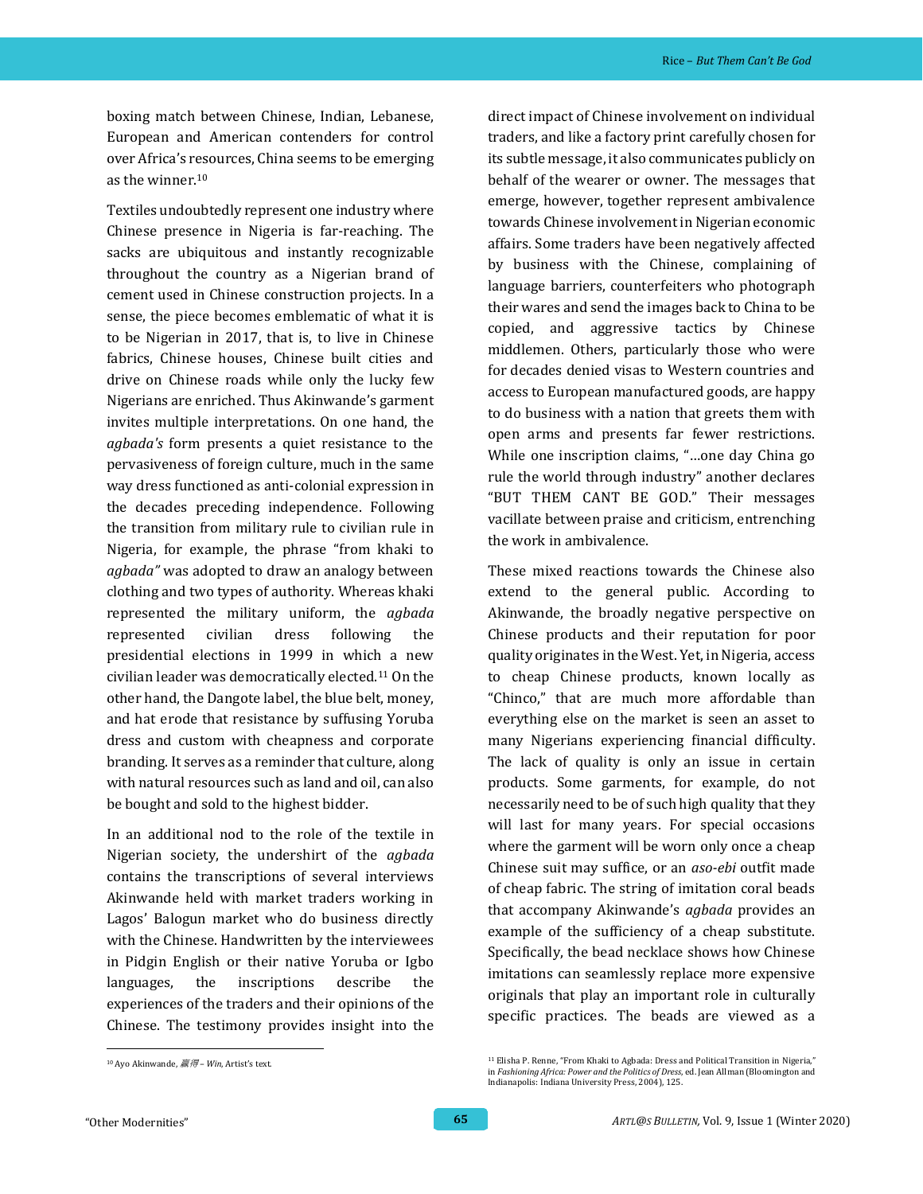boxing match between Chinese, Indian, Lebanese, European and American contenders for control over Africa's resources, China seems to be emerging as the winner.[10]

Textiles undoubtedly represent one industry where Chinese presence in Nigeria is far-reaching. The sacks are ubiquitous and instantly recognizable throughout the country as a Nigerian brand of cement used in Chinese construction projects. In a sense, the piece becomes emblematic of what it is to be Nigerian in 2017, that is, to live in Chinese fabrics, Chinese houses, Chinese built cities and drive on Chinese roads while only the lucky few Nigerians are enriched. Thus Akinwande's garment invites multiple interpretations. On one hand, the *agbada's* form presents a quiet resistance to the pervasiveness of foreign culture, much in the same way dress functioned as anti-colonial expression in the decades preceding independence. Following the transition from military rule to civilian rule in Nigeria, for example, the phrase "from khaki to *agbada"* was adopted to draw an analogy between clothing and two types of authority. Whereas khaki represented the military uniform, the *agbada* represented civilian dress following the presidential elections in 1999 in which a new civilian leader was democratically elected.[11] On the other hand, the Dangote label, the blue belt, money, and hat erode that resistance by suffusing Yoruba dress and custom with cheapness and corporate branding. It serves as a reminder that culture, along with natural resources such as land and oil, can also be bought and sold to the highest bidder.

In an additional nod to the role of the textile in Nigerian society, the undershirt of the *agbada* contains the transcriptions of several interviews Akinwande held with market traders working in Lagos' Balogun market who do business directly with the Chinese. Handwritten by the interviewees in Pidgin English or their native Yoruba or Igbo languages, the inscriptions describe the experiences of the traders and their opinions of the Chinese. The testimony provides insight into the direct impact of Chinese involvement on individual traders, and like a factory print carefully chosen for its subtle message, it also communicates publicly on behalf of the wearer or owner. The messages that emerge, however, together represent ambivalence towards Chinese involvement in Nigerian economic affairs. Some traders have been negatively affected by business with the Chinese, complaining of language barriers, counterfeiters who photograph their wares and send the images back to China to be copied, and aggressive tactics by Chinese middlemen. Others, particularly those who were for decades denied visas to Western countries and access to European manufactured goods, are happy to do business with a nation that greets them with open arms and presents far fewer restrictions. While one inscription claims, "…one day China go rule the world through industry" another declares "BUT THEM CANT BE GOD." Their messages vacillate between praise and criticism, entrenching the work in ambivalence.

These mixed reactions towards the Chinese also extend to the general public. According to Akinwande, the broadly negative perspective on Chinese products and their reputation for poor quality originates in the West. Yet, in Nigeria, access to cheap Chinese products, known locally as "Chinco," that are much more affordable than everything else on the market is seen an asset to many Nigerians experiencing financial difficulty. The lack of quality is only an issue in certain products. Some garments, for example, do not necessarily need to be of such high quality that they will last for many years. For special occasions where the garment will be worn only once a cheap Chinese suit may suffice, or an *aso-ebi* outfit made of cheap fabric. The string of imitation coral beads that accompany Akinwande's *agbada* provides an example of the sufficiency of a cheap substitute. Specifically, the bead necklace shows how Chinese imitations can seamlessly replace more expensive originals that play an important role in culturally specific practices. The beads are viewed as a

[10] Ayo Akinwande, 赢得 – *Win*, Artist's text.

[11] Elisha P. Renne, "From Khaki to Agbada: Dress and Political Transition in Nigeria," in *Fashioning Africa: Power and the Politics of Dress*, ed. Jean Allman (Bloomington and Indianapolis: Indiana University Press, 2004), 125.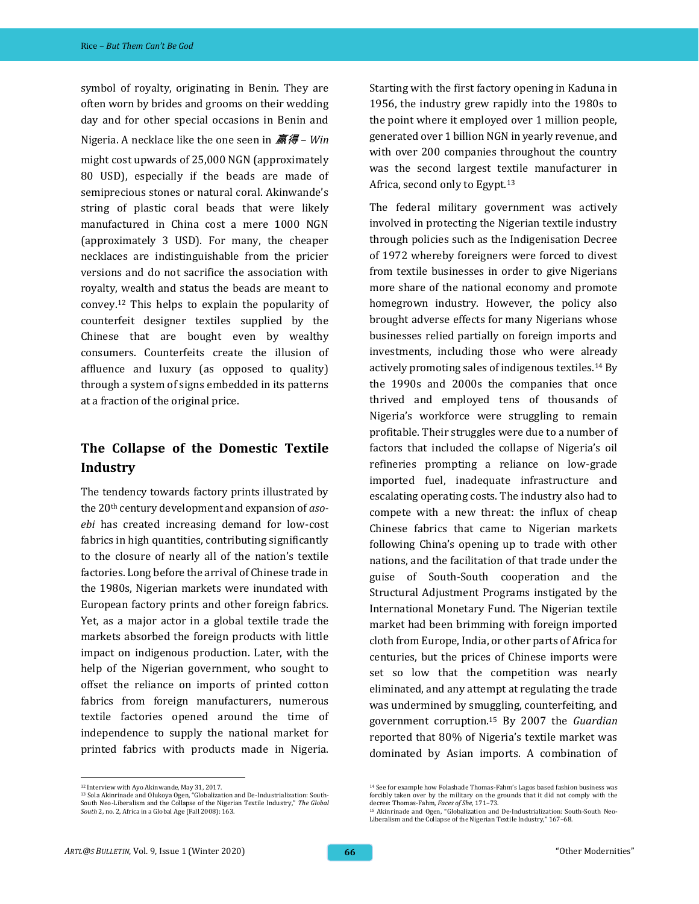symbol of royalty, originating in Benin. They are often worn by brides and grooms on their wedding day and for other special occasions in Benin and Nigeria. A necklace like the one seen in *赢得 – Win* might cost upwards of 25,000 NGN (approximately 80 USD), especially if the beads are made of semiprecious stones or natural coral. Akinwande's string of plastic coral beads that were likely manufactured in China cost a mere 1000 NGN (approximately 3 USD). For many, the cheaper necklaces are indistinguishable from the pricier versions and do not sacrifice the association with royalty, wealth and status the beads are meant to convey.[12] This helps to explain the popularity of counterfeit designer textiles supplied by the Chinese that are bought even by wealthy consumers. Counterfeits create the illusion of affluence and luxury (as opposed to quality) through a system of signs embedded in its patterns at a fraction of the original price.

## The Collapse of the Domestic Textile Industry

The tendency towards factory prints illustrated by the 20th century development and expansion of *aso-ebi* has created increasing demand for low-cost fabrics in high quantities, contributing significantly to the closure of nearly all of the nation's textile factories. Long before the arrival of Chinese trade in the 1980s, Nigerian markets were inundated with European factory prints and other foreign fabrics. Yet, as a major actor in a global textile trade the markets absorbed the foreign products with little impact on indigenous production. Later, with the help of the Nigerian government, who sought to offset the reliance on imports of printed cotton fabrics from foreign manufacturers, numerous textile factories opened around the time of independence to supply the national market for printed fabrics with products made in Nigeria. Starting with the first factory opening in Kaduna in 1956, the industry grew rapidly into the 1980s to the point where it employed over 1 million people, generated over 1 billion NGN in yearly revenue, and with over 200 companies throughout the country was the second largest textile manufacturer in Africa, second only to Egypt.[13]

The federal military government was actively involved in protecting the Nigerian textile industry through policies such as the Indigenisation Decree of 1972 whereby foreigners were forced to divest from textile businesses in order to give Nigerians more share of the national economy and promote homegrown industry. However, the policy also brought adverse effects for many Nigerians whose businesses relied partially on foreign imports and investments, including those who were already actively promoting sales of indigenous textiles.[14] By the 1990s and 2000s the companies that once thrived and employed tens of thousands of Nigeria's workforce were struggling to remain profitable. Their struggles were due to a number of factors that included the collapse of Nigeria's oil refineries prompting a reliance on low-grade imported fuel, inadequate infrastructure and escalating operating costs. The industry also had to compete with a new threat: the influx of cheap Chinese fabrics that came to Nigerian markets following China's opening up to trade with other nations, and the facilitation of that trade under the guise of South-South cooperation and the Structural Adjustment Programs instigated by the International Monetary Fund. The Nigerian textile market had been brimming with foreign imported cloth from Europe, India, or other parts of Africa for centuries, but the prices of Chinese imports were set so low that the competition was nearly eliminated, and any attempt at regulating the trade was undermined by smuggling, counterfeiting, and government corruption.[15] By 2007 the *Guardian* reported that 80% of Nigeria's textile market was dominated by Asian imports. A combination of

---

[12] Interview with Ayo Akinwande, May 31, 2017.

[13] Sola Akinrinade and Olukoya Ogen, "Globalization and De-Industrialization: South-South Neo-Liberalism and the Collapse of the Nigerian Textile Industry," *The Global South* 2, no. 2, Africa in a Global Age (Fall 2008): 163.

[14] See for example how Folashade Thomas-Fahm's Lagos based fashion business was forcibly taken over by the military on the grounds that it did not comply with the decree: Thomas-Fahm, *Faces of She*, 171–73.

[15] Akinrinade and Ogen, "Globalization and De-Industrialization: South-South Neo-Liberalism and the Collapse of the Nigerian Textile Industry," 167–68.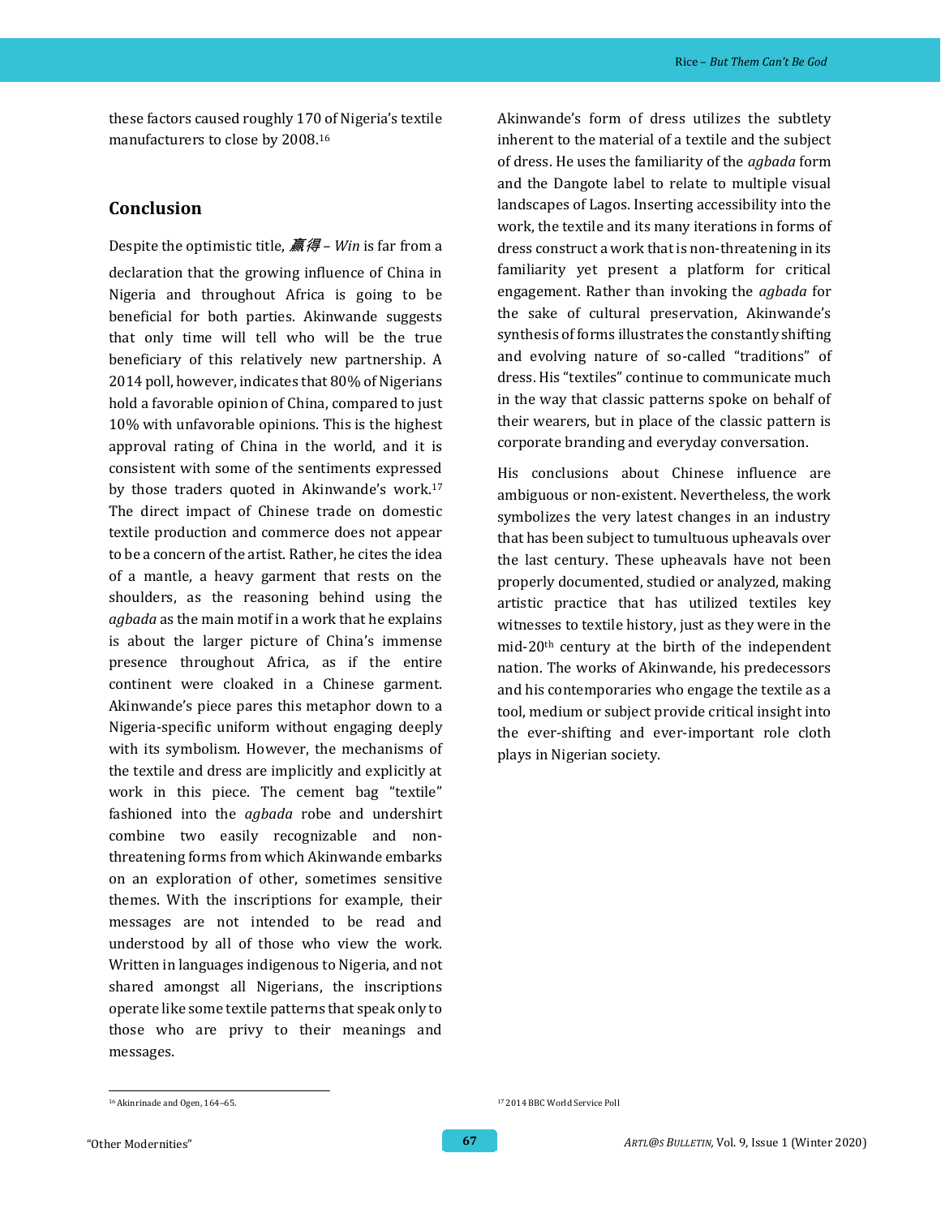these factors caused roughly 170 of Nigeria's textile manufacturers to close by 2008.[16]

## Conclusion

Despite the optimistic title, *赢得 – Win* is far from a declaration that the growing influence of China in Nigeria and throughout Africa is going to be beneficial for both parties. Akinwande suggests that only time will tell who will be the true beneficiary of this relatively new partnership. A 2014 poll, however, indicates that 80% of Nigerians hold a favorable opinion of China, compared to just 10% with unfavorable opinions. This is the highest approval rating of China in the world, and it is consistent with some of the sentiments expressed by those traders quoted in Akinwande's work.[17] The direct impact of Chinese trade on domestic textile production and commerce does not appear to be a concern of the artist. Rather, he cites the idea of a mantle, a heavy garment that rests on the shoulders, as the reasoning behind using the *agbada* as the main motif in a work that he explains is about the larger picture of China's immense presence throughout Africa, as if the entire continent were cloaked in a Chinese garment. Akinwande's piece pares this metaphor down to a Nigeria-specific uniform without engaging deeply with its symbolism. However, the mechanisms of the textile and dress are implicitly and explicitly at work in this piece. The cement bag "textile" fashioned into the *agbada* robe and undershirt combine two easily recognizable and non-threatening forms from which Akinwande embarks on an exploration of other, sometimes sensitive themes. With the inscriptions for example, their messages are not intended to be read and understood by all of those who view the work. Written in languages indigenous to Nigeria, and not shared amongst all Nigerians, the inscriptions operate like some textile patterns that speak only to those who are privy to their meanings and messages.

Akinwande's form of dress utilizes the subtlety inherent to the material of a textile and the subject of dress. He uses the familiarity of the *agbada* form and the Dangote label to relate to multiple visual landscapes of Lagos. Inserting accessibility into the work, the textile and its many iterations in forms of dress construct a work that is non-threatening in its familiarity yet present a platform for critical engagement. Rather than invoking the *agbada* for the sake of cultural preservation, Akinwande's synthesis of forms illustrates the constantly shifting and evolving nature of so-called "traditions" of dress. His "textiles" continue to communicate much in the way that classic patterns spoke on behalf of their wearers, but in place of the classic pattern is corporate branding and everyday conversation.

His conclusions about Chinese influence are ambiguous or non-existent. Nevertheless, the work symbolizes the very latest changes in an industry that has been subject to tumultuous upheavals over the last century. These upheavals have not been properly documented, studied or analyzed, making artistic practice that has utilized textiles key witnesses to textile history, just as they were in the mid-20th century at the birth of the independent nation. The works of Akinwande, his predecessors and his contemporaries who engage the textile as a tool, medium or subject provide critical insight into the ever-shifting and ever-important role cloth plays in Nigerian society.

---

[16] Akinrinade and Ogen, 164–65.

[17] 2014 BBC World Service Poll